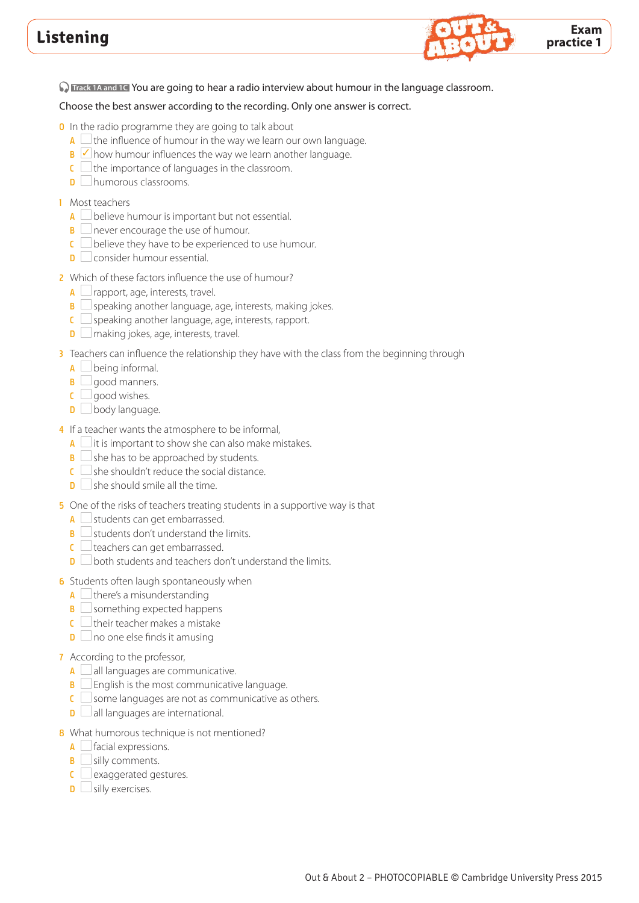# Listening

**Exam practice 1**

Track 1A and 1C You are going to hear a radio interview about humour in the language classroom.

Choose the best answer according to the recording. Only one answer is correct.

0 In the radio programme they are going to talk about
- A ☐ the influence of humour in the way we learn our own language.
- B ☑ how humour influences the way we learn another language.
- C ☐ the importance of languages in the classroom.
- D ☐ humorous classrooms.

1 Most teachers
- A ☐ believe humour is important but not essential.
- B ☐ never encourage the use of humour.
- C ☐ believe they have to be experienced to use humour.
- D ☐ consider humour essential.

2 Which of these factors influence the use of humour?
- A ☐ rapport, age, interests, travel.
- B ☐ speaking another language, age, interests, making jokes.
- C ☐ speaking another language, age, interests, rapport.
- D ☐ making jokes, age, interests, travel.

3 Teachers can influence the relationship they have with the class from the beginning through
- A ☐ being informal.
- B ☐ good manners.
- C ☐ good wishes.
- D ☐ body language.

4 If a teacher wants the atmosphere to be informal,
- A ☐ it is important to show she can also make mistakes.
- B ☐ she has to be approached by students.
- C ☐ she shouldn't reduce the social distance.
- D ☐ she should smile all the time.

5 One of the risks of teachers treating students in a supportive way is that
- A ☐ students can get embarrassed.
- B ☐ students don't understand the limits.
- C ☐ teachers can get embarrassed.
- D ☐ both students and teachers don't understand the limits.

6 Students often laugh spontaneously when
- A ☐ there's a misunderstanding
- B ☐ something expected happens
- C ☐ their teacher makes a mistake
- D ☐ no one else finds it amusing

7 According to the professor,
- A ☐ all languages are communicative.
- B ☐ English is the most communicative language.
- C ☐ some languages are not as communicative as others.
- D ☐ all languages are international.

8 What humorous technique is not mentioned?
- A ☐ facial expressions.
- B ☐ silly comments.
- C ☐ exaggerated gestures.
- D ☐ silly exercises.

Out & About 2 – PHOTOCOPIABLE © Cambridge University Press 2015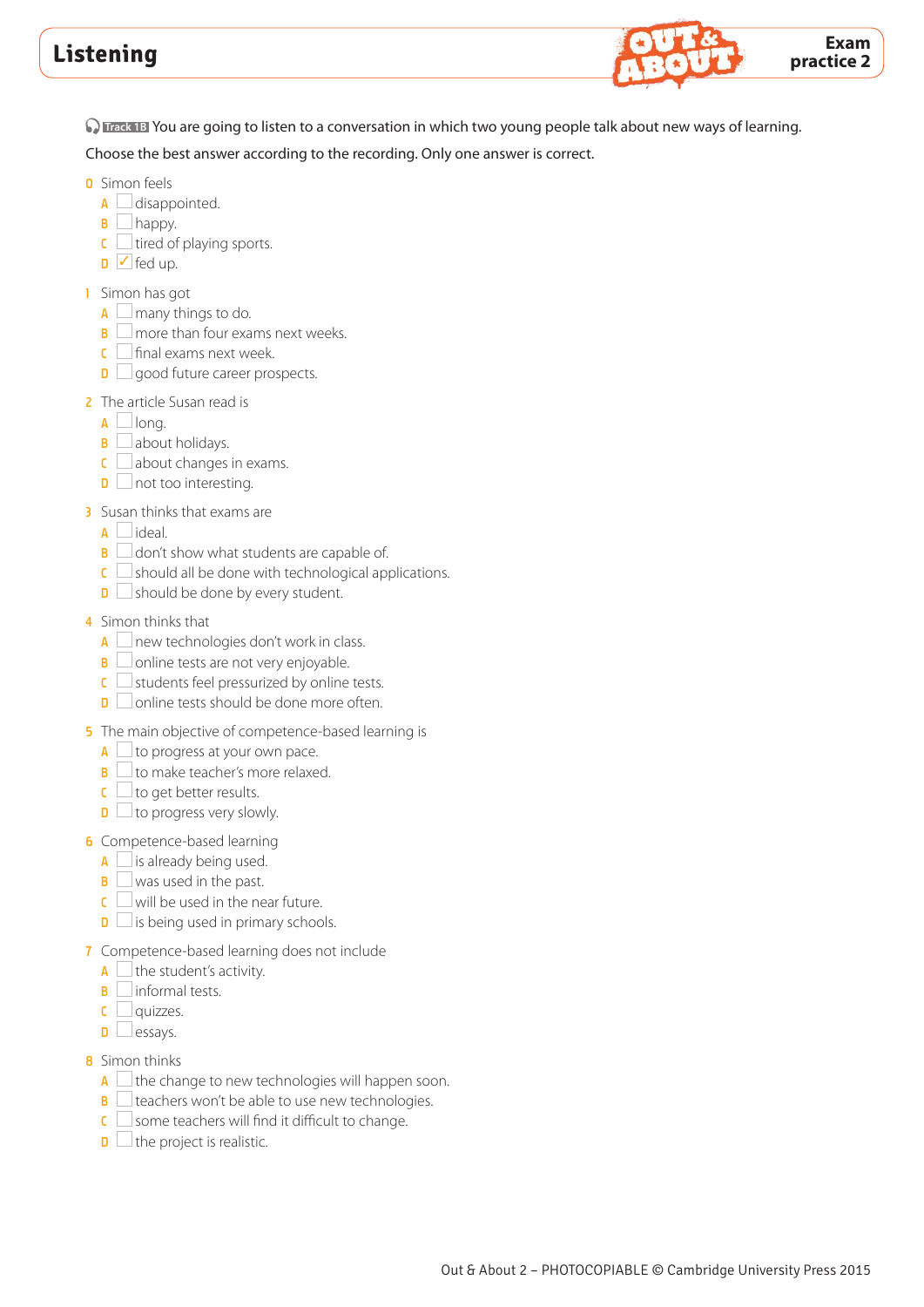# Listening

**Exam practice 2**

Track 1B You are going to listen to a conversation in which two young people talk about new ways of learning.

Choose the best answer according to the recording. Only one answer is correct.

0 Simon feels
- A ☐ disappointed.
- B ☐ happy.
- C ☐ tired of playing sports.
- D ☑ fed up.

1 Simon has got
- A ☐ many things to do.
- B ☐ more than four exams next weeks.
- C ☐ final exams next week.
- D ☐ good future career prospects.

2 The article Susan read is
- A ☐ long.
- B ☐ about holidays.
- C ☐ about changes in exams.
- D ☐ not too interesting.

3 Susan thinks that exams are
- A ☐ ideal.
- B ☐ don't show what students are capable of.
- C ☐ should all be done with technological applications.
- D ☐ should be done by every student.

4 Simon thinks that
- A ☐ new technologies don't work in class.
- B ☐ online tests are not very enjoyable.
- C ☐ students feel pressurized by online tests.
- D ☐ online tests should be done more often.

5 The main objective of competence-based learning is
- A ☐ to progress at your own pace.
- B ☐ to make teacher's more relaxed.
- C ☐ to get better results.
- D ☐ to progress very slowly.

6 Competence-based learning
- A ☐ is already being used.
- B ☐ was used in the past.
- C ☐ will be used in the near future.
- D ☐ is being used in primary schools.

7 Competence-based learning does not include
- A ☐ the student's activity.
- B ☐ informal tests.
- C ☐ quizzes.
- D ☐ essays.

8 Simon thinks
- A ☐ the change to new technologies will happen soon.
- B ☐ teachers won't be able to use new technologies.
- C ☐ some teachers will find it difficult to change.
- D ☐ the project is realistic.

Out & About 2 – PHOTOCOPIABLE © Cambridge University Press 2015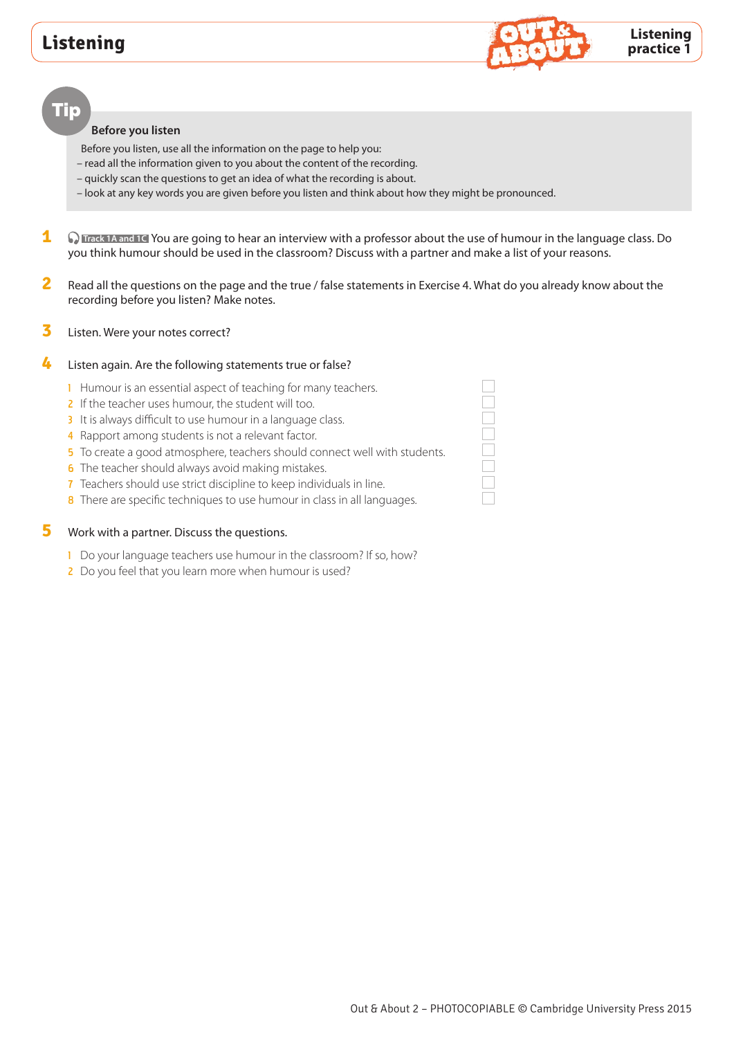# Listening

**Listening practice 1**

## Tip

**Before you listen**

Before you listen, use all the information on the page to help you:
– read all the information given to you about the content of the recording.
– quickly scan the questions to get an idea of what the recording is about.
– look at any key words you are given before you listen and think about how they might be pronounced.

**1** Track 1A and 1C You are going to hear an interview with a professor about the use of humour in the language class. Do you think humour should be used in the classroom? Discuss with a partner and make a list of your reasons.

**2** Read all the questions on the page and the true / false statements in Exercise 4. What do you already know about the recording before you listen? Make notes.

**3** Listen. Were your notes correct?

**4** Listen again. Are the following statements true or false?

1. Humour is an essential aspect of teaching for many teachers. ☐
2. If the teacher uses humour, the student will too. ☐
3. It is always difficult to use humour in a language class. ☐
4. Rapport among students is not a relevant factor. ☐
5. To create a good atmosphere, teachers should connect well with students. ☐
6. The teacher should always avoid making mistakes. ☐
7. Teachers should use strict discipline to keep individuals in line. ☐
8. There are specific techniques to use humour in class in all languages. ☐

**5** Work with a partner. Discuss the questions.

1. Do your language teachers use humour in the classroom? If so, how?
2. Do you feel that you learn more when humour is used?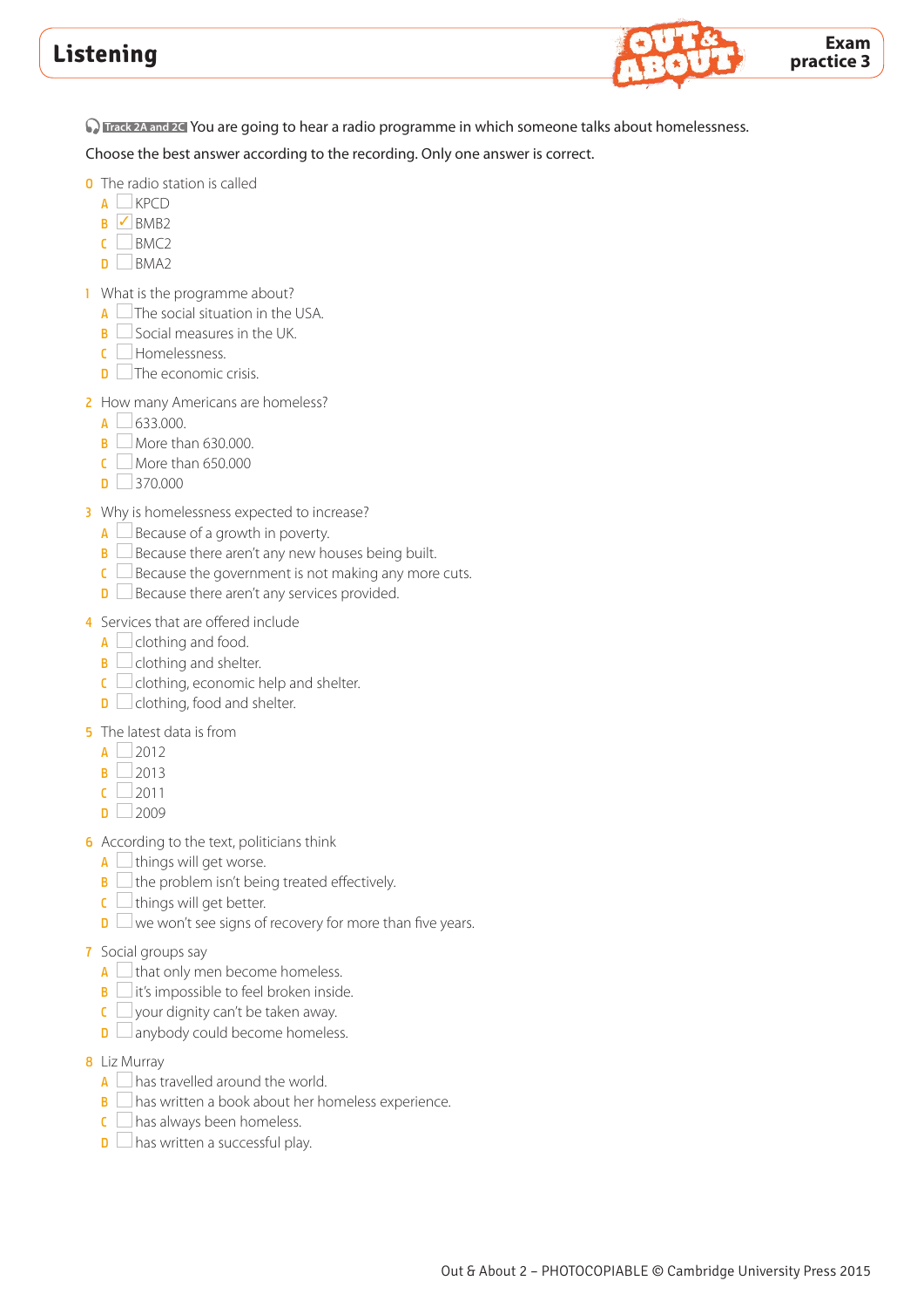# Listening

**Exam practice 3**

Track 2A and 2C You are going to hear a radio programme in which someone talks about homelessness.

Choose the best answer according to the recording. Only one answer is correct.

0 The radio station is called
- A ☐ KPCD
- B ☑ BMB2
- C ☐ BMC2
- D ☐ BMA2

1 What is the programme about?
- A ☐ The social situation in the USA.
- B ☐ Social measures in the UK.
- C ☐ Homelessness.
- D ☐ The economic crisis.

2 How many Americans are homeless?
- A ☐ 633.000.
- B ☐ More than 630.000.
- C ☐ More than 650.000
- D ☐ 370.000

3 Why is homelessness expected to increase?
- A ☐ Because of a growth in poverty.
- B ☐ Because there aren't any new houses being built.
- C ☐ Because the government is not making any more cuts.
- D ☐ Because there aren't any services provided.

4 Services that are offered include
- A ☐ clothing and food.
- B ☐ clothing and shelter.
- C ☐ clothing, economic help and shelter.
- D ☐ clothing, food and shelter.

5 The latest data is from
- A ☐ 2012
- B ☐ 2013
- C ☐ 2011
- D ☐ 2009

6 According to the text, politicians think
- A ☐ things will get worse.
- B ☐ the problem isn't being treated effectively.
- C ☐ things will get better.
- D ☐ we won't see signs of recovery for more than five years.

7 Social groups say
- A ☐ that only men become homeless.
- B ☐ it's impossible to feel broken inside.
- C ☐ your dignity can't be taken away.
- D ☐ anybody could become homeless.

8 Liz Murray
- A ☐ has travelled around the world.
- B ☐ has written a book about her homeless experience.
- C ☐ has always been homeless.
- D ☐ has written a successful play.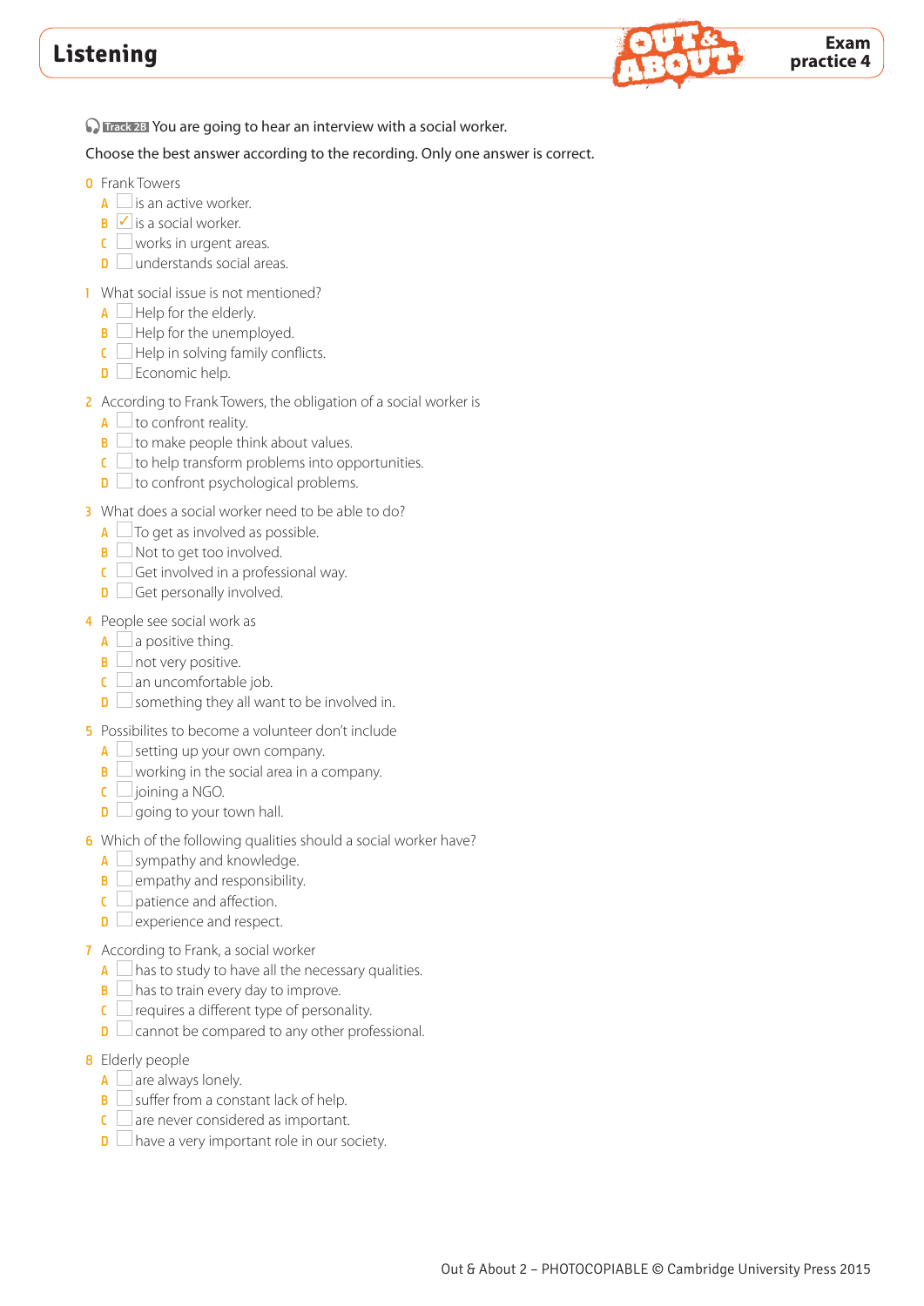# Listening

**Exam practice 4**

Track 28 You are going to hear an interview with a social worker.

Choose the best answer according to the recording. Only one answer is correct.

0 Frank Towers
- A ☐ is an active worker.
- B ☑ is a social worker.
- C ☐ works in urgent areas.
- D ☐ understands social areas.

1 What social issue is not mentioned?
- A ☐ Help for the elderly.
- B ☐ Help for the unemployed.
- C ☐ Help in solving family conflicts.
- D ☐ Economic help.

2 According to Frank Towers, the obligation of a social worker is
- A ☐ to confront reality.
- B ☐ to make people think about values.
- C ☐ to help transform problems into opportunities.
- D ☐ to confront psychological problems.

3 What does a social worker need to be able to do?
- A ☐ To get as involved as possible.
- B ☐ Not to get too involved.
- C ☐ Get involved in a professional way.
- D ☐ Get personally involved.

4 People see social work as
- A ☐ a positive thing.
- B ☐ not very positive.
- C ☐ an uncomfortable job.
- D ☐ something they all want to be involved in.

5 Possibilites to become a volunteer don't include
- A ☐ setting up your own company.
- B ☐ working in the social area in a company.
- C ☐ joining a NGO.
- D ☐ going to your town hall.

6 Which of the following qualities should a social worker have?
- A ☐ sympathy and knowledge.
- B ☐ empathy and responsibility.
- C ☐ patience and affection.
- D ☐ experience and respect.

7 According to Frank, a social worker
- A ☐ has to study to have all the necessary qualities.
- B ☐ has to train every day to improve.
- C ☐ requires a different type of personality.
- D ☐ cannot be compared to any other professional.

8 Elderly people
- A ☐ are always lonely.
- B ☐ suffer from a constant lack of help.
- C ☐ are never considered as important.
- D ☐ have a very important role in our society.

Out & About 2 – PHOTOCOPIABLE © Cambridge University Press 2015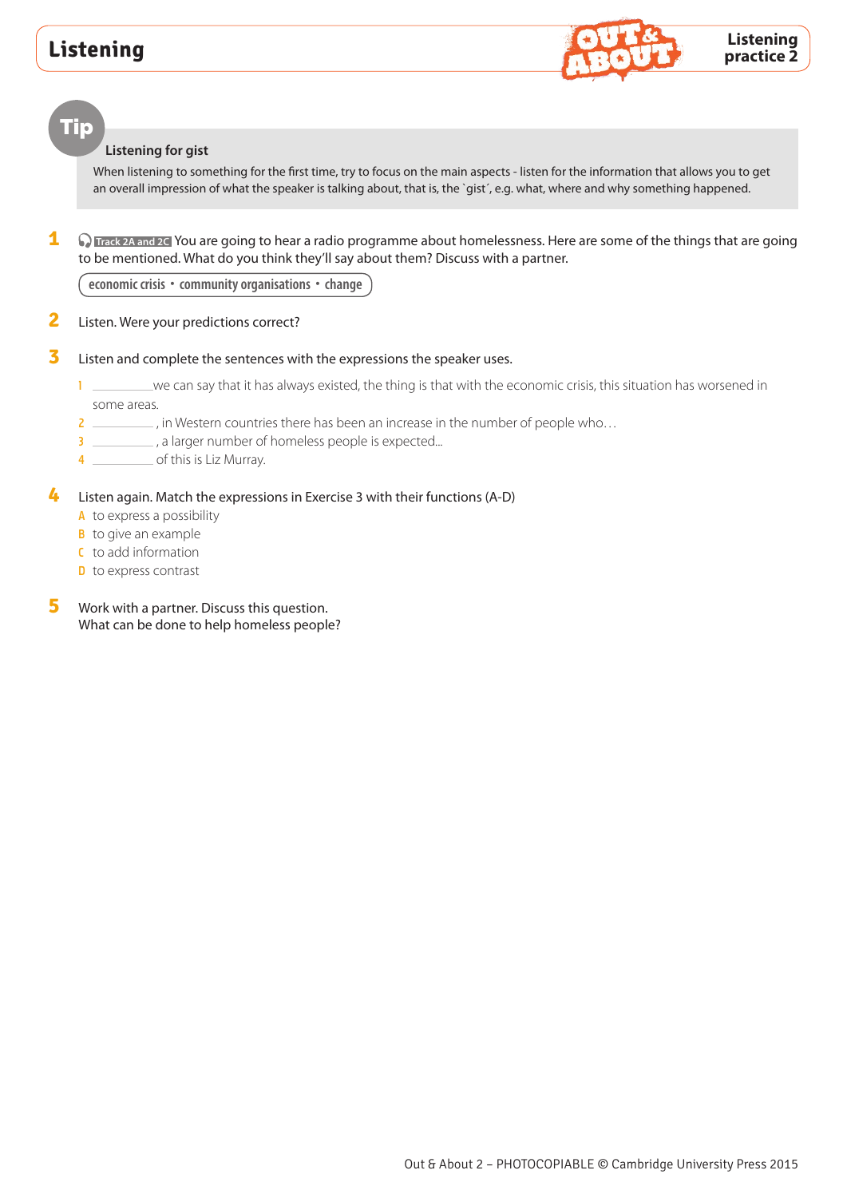# Listening

**Listening practice 2**

## Tip

**Listening for gist**

When listening to something for the first time, try to focus on the main aspects - listen for the information that allows you to get an overall impression of what the speaker is talking about, that is, the `gist´, e.g. what, where and why something happened.

**1** Track 2A and 2C You are going to hear a radio programme about homelessness. Here are some of the things that are going to be mentioned. What do you think they'll say about them? Discuss with a partner.

economic crisis • community organisations • change

**2** Listen. Were your predictions correct?

**3** Listen and complete the sentences with the expressions the speaker uses.

1 _________ we can say that it has always existed, the thing is that with the economic crisis, this situation has worsened in some areas.
2 _________ , in Western countries there has been an increase in the number of people who…
3 _________ , a larger number of homeless people is expected...
4 _________ of this is Liz Murray.

**4** Listen again. Match the expressions in Exercise 3 with their functions (A-D)

A to express a possibility
B to give an example
C to add information
D to express contrast

**5** Work with a partner. Discuss this question.
What can be done to help homeless people?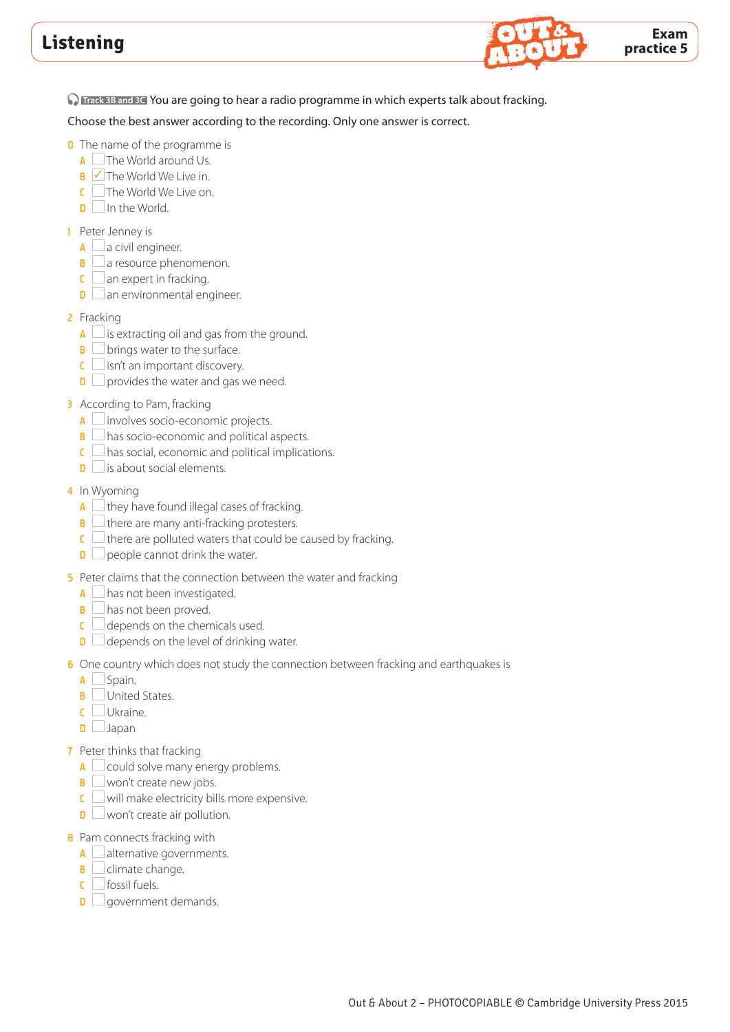# Listening

**Exam practice 5**

Track 3B and 3C You are going to hear a radio programme in which experts talk about fracking.

Choose the best answer according to the recording. Only one answer is correct.

0 The name of the programme is
- A ☐ The World around Us.
- B ☑ The World We Live in.
- C ☐ The World We Live on.
- D ☐ In the World.

1 Peter Jenney is
- A ☐ a civil engineer.
- B ☐ a resource phenomenon.
- C ☐ an expert in fracking.
- D ☐ an environmental engineer.

2 Fracking
- A ☐ is extracting oil and gas from the ground.
- B ☐ brings water to the surface.
- C ☐ isn't an important discovery.
- D ☐ provides the water and gas we need.

3 According to Pam, fracking
- A ☐ involves socio-economic projects.
- B ☐ has socio-economic and political aspects.
- C ☐ has social, economic and political implications.
- D ☐ is about social elements.

4 In Wyoming
- A ☐ they have found illegal cases of fracking.
- B ☐ there are many anti-fracking protesters.
- C ☐ there are polluted waters that could be caused by fracking.
- D ☐ people cannot drink the water.

5 Peter claims that the connection between the water and fracking
- A ☐ has not been investigated.
- B ☐ has not been proved.
- C ☐ depends on the chemicals used.
- D ☐ depends on the level of drinking water.

6 One country which does not study the connection between fracking and earthquakes is
- A ☐ Spain.
- B ☐ United States.
- C ☐ Ukraine.
- D ☐ Japan

7 Peter thinks that fracking
- A ☐ could solve many energy problems.
- B ☐ won't create new jobs.
- C ☐ will make electricity bills more expensive.
- D ☐ won't create air pollution.

8 Pam connects fracking with
- A ☐ alternative governments.
- B ☐ climate change.
- C ☐ fossil fuels.
- D ☐ government demands.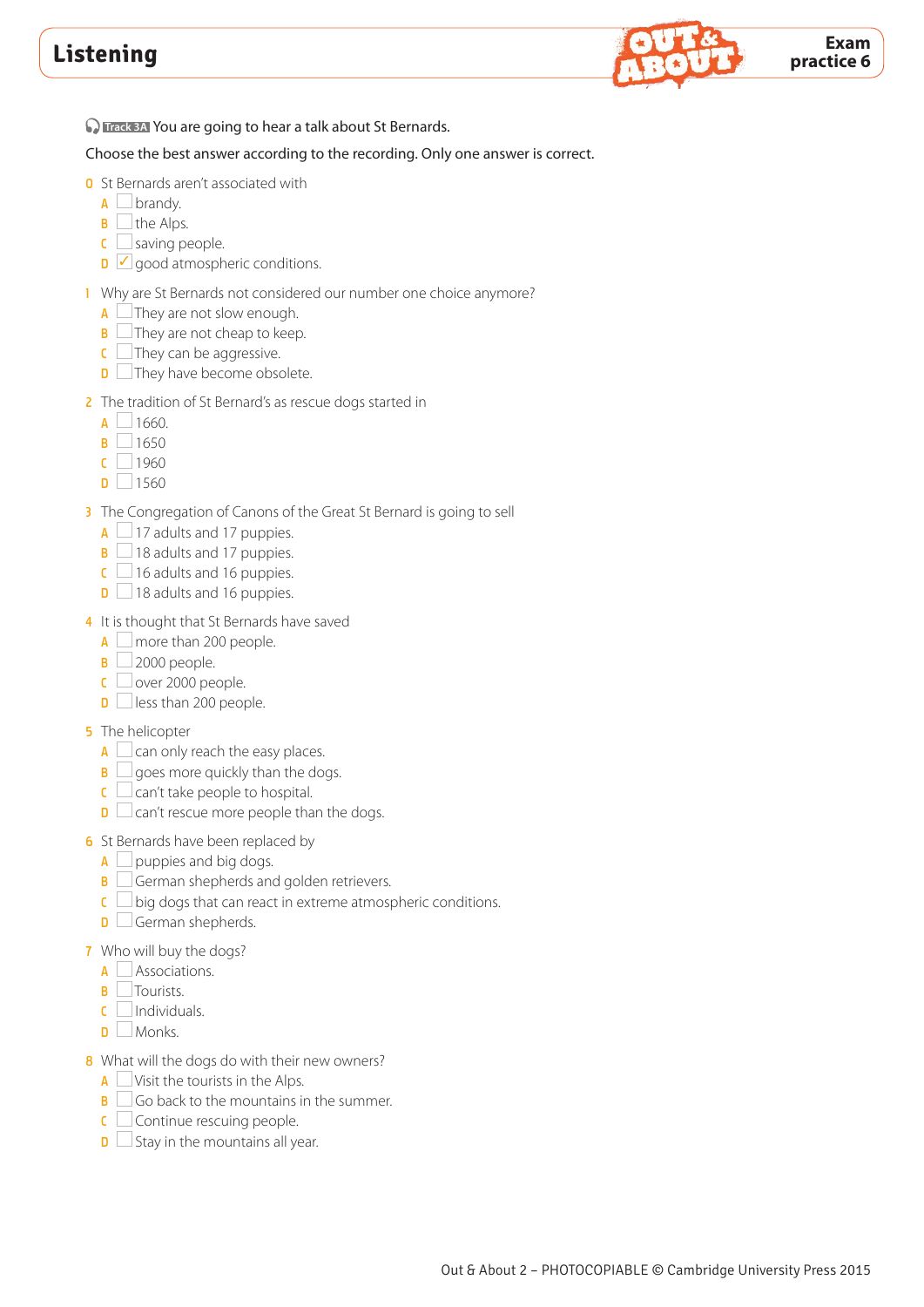# Listening

**Exam practice 6**

Track 3A You are going to hear a talk about St Bernards.

Choose the best answer according to the recording. Only one answer is correct.

0 St Bernards aren't associated with
- A ☐ brandy.
- B ☐ the Alps.
- C ☐ saving people.
- D ☑ good atmospheric conditions.

1 Why are St Bernards not considered our number one choice anymore?
- A ☐ They are not slow enough.
- B ☐ They are not cheap to keep.
- C ☐ They can be aggressive.
- D ☐ They have become obsolete.

2 The tradition of St Bernard's as rescue dogs started in
- A ☐ 1660.
- B ☐ 1650
- C ☐ 1960
- D ☐ 1560

3 The Congregation of Canons of the Great St Bernard is going to sell
- A ☐ 17 adults and 17 puppies.
- B ☐ 18 adults and 17 puppies.
- C ☐ 16 adults and 16 puppies.
- D ☐ 18 adults and 16 puppies.

4 It is thought that St Bernards have saved
- A ☐ more than 200 people.
- B ☐ 2000 people.
- C ☐ over 2000 people.
- D ☐ less than 200 people.

5 The helicopter
- A ☐ can only reach the easy places.
- B ☐ goes more quickly than the dogs.
- C ☐ can't take people to hospital.
- D ☐ can't rescue more people than the dogs.

6 St Bernards have been replaced by
- A ☐ puppies and big dogs.
- B ☐ German shepherds and golden retrievers.
- C ☐ big dogs that can react in extreme atmospheric conditions.
- D ☐ German shepherds.

7 Who will buy the dogs?
- A ☐ Associations.
- B ☐ Tourists.
- C ☐ Individuals.
- D ☐ Monks.

8 What will the dogs do with their new owners?
- A ☐ Visit the tourists in the Alps.
- B ☐ Go back to the mountains in the summer.
- C ☐ Continue rescuing people.
- D ☐ Stay in the mountains all year.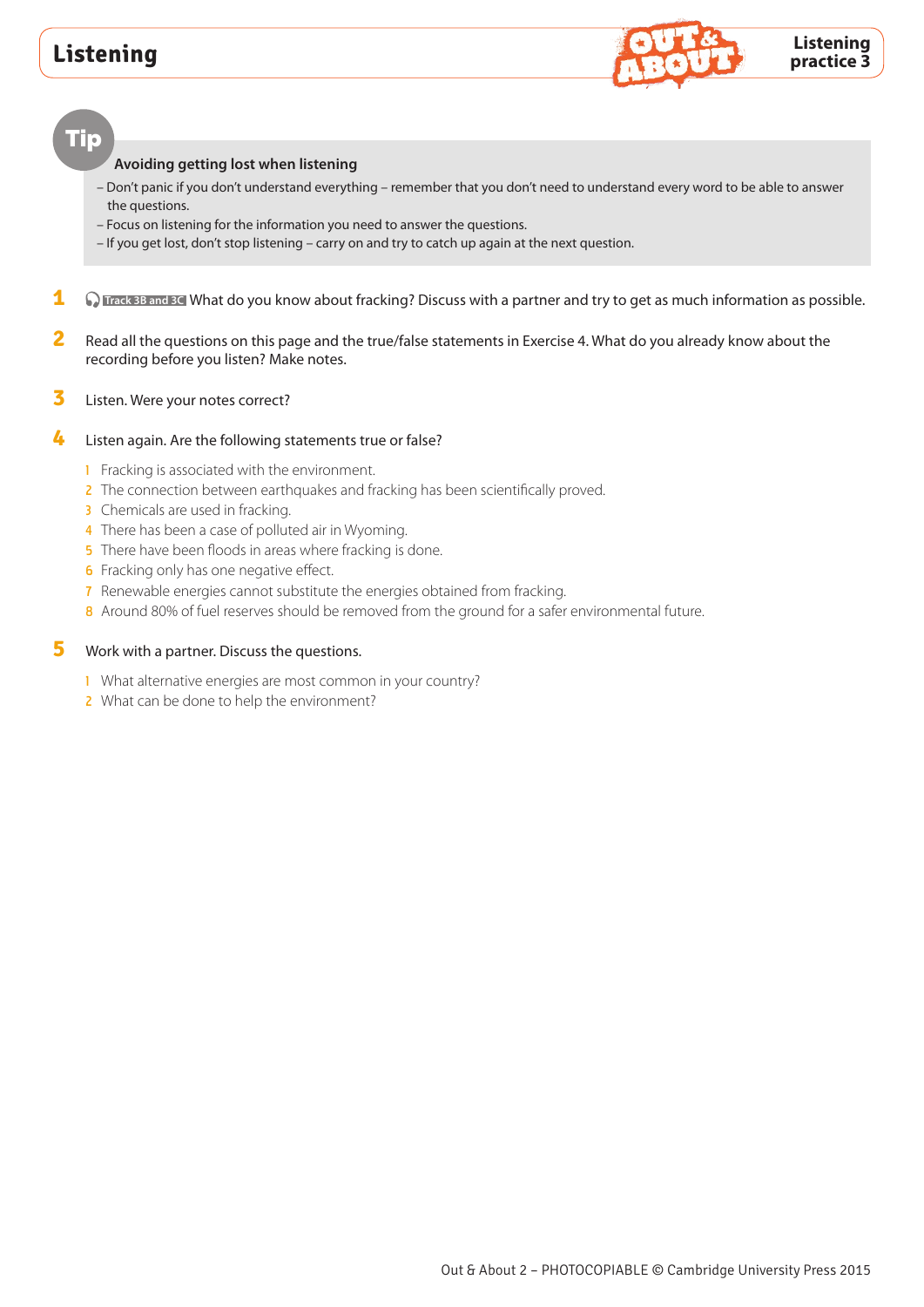# Listening

**Listening practice 3**

**Tip**

**Avoiding getting lost when listening**

– Don't panic if you don't understand everything – remember that you don't need to understand every word to be able to answer the questions.
– Focus on listening for the information you need to answer the questions.
– If you get lost, don't stop listening – carry on and try to catch up again at the next question.

**1** Track 3B and 3C What do you know about fracking? Discuss with a partner and try to get as much information as possible.

**2** Read all the questions on this page and the true/false statements in Exercise 4. What do you already know about the recording before you listen? Make notes.

**3** Listen. Were your notes correct?

**4** Listen again. Are the following statements true or false?

1. Fracking is associated with the environment.
2. The connection between earthquakes and fracking has been scientifically proved.
3. Chemicals are used in fracking.
4. There has been a case of polluted air in Wyoming.
5. There have been floods in areas where fracking is done.
6. Fracking only has one negative effect.
7. Renewable energies cannot substitute the energies obtained from fracking.
8. Around 80% of fuel reserves should be removed from the ground for a safer environmental future.

**5** Work with a partner. Discuss the questions.

1. What alternative energies are most common in your country?
2. What can be done to help the environment?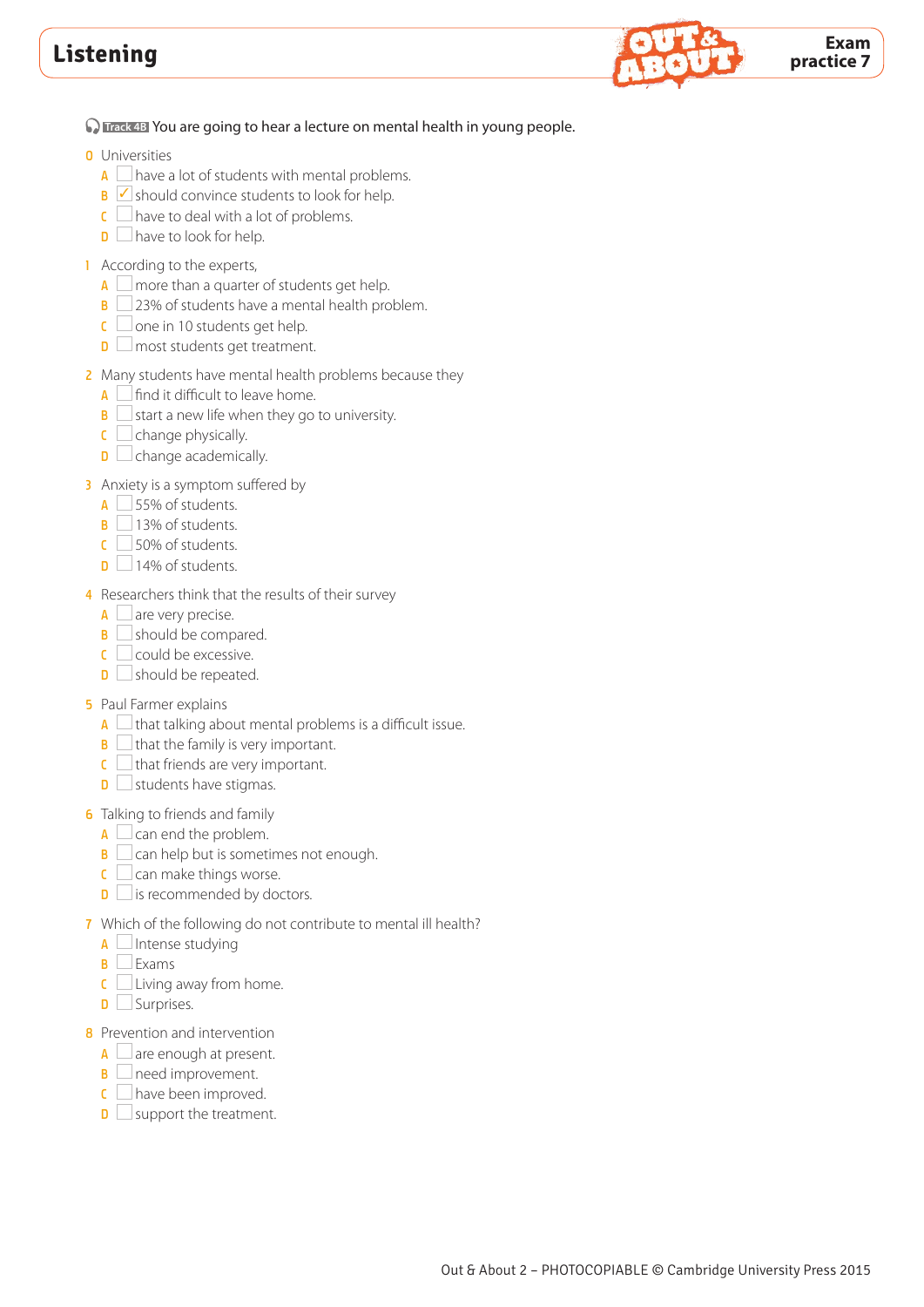# Listening

**Exam practice 7**

Track 4B You are going to hear a lecture on mental health in young people.

**0** Universities
- A ☐ have a lot of students with mental problems.
- B ☑ should convince students to look for help.
- C ☐ have to deal with a lot of problems.
- D ☐ have to look for help.

**1** According to the experts,
- A ☐ more than a quarter of students get help.
- B ☐ 23% of students have a mental health problem.
- C ☐ one in 10 students get help.
- D ☐ most students get treatment.

**2** Many students have mental health problems because they
- A ☐ find it difficult to leave home.
- B ☐ start a new life when they go to university.
- C ☐ change physically.
- D ☐ change academically.

**3** Anxiety is a symptom suffered by
- A ☐ 55% of students.
- B ☐ 13% of students.
- C ☐ 50% of students.
- D ☐ 14% of students.

**4** Researchers think that the results of their survey
- A ☐ are very precise.
- B ☐ should be compared.
- C ☐ could be excessive.
- D ☐ should be repeated.

**5** Paul Farmer explains
- A ☐ that talking about mental problems is a difficult issue.
- B ☐ that the family is very important.
- C ☐ that friends are very important.
- D ☐ students have stigmas.

**6** Talking to friends and family
- A ☐ can end the problem.
- B ☐ can help but is sometimes not enough.
- C ☐ can make things worse.
- D ☐ is recommended by doctors.

**7** Which of the following do not contribute to mental ill health?
- A ☐ Intense studying
- B ☐ Exams
- C ☐ Living away from home.
- D ☐ Surprises.

**8** Prevention and intervention
- A ☐ are enough at present.
- B ☐ need improvement.
- C ☐ have been improved.
- D ☐ support the treatment.

Out & About 2 – PHOTOCOPIABLE © Cambridge University Press 2015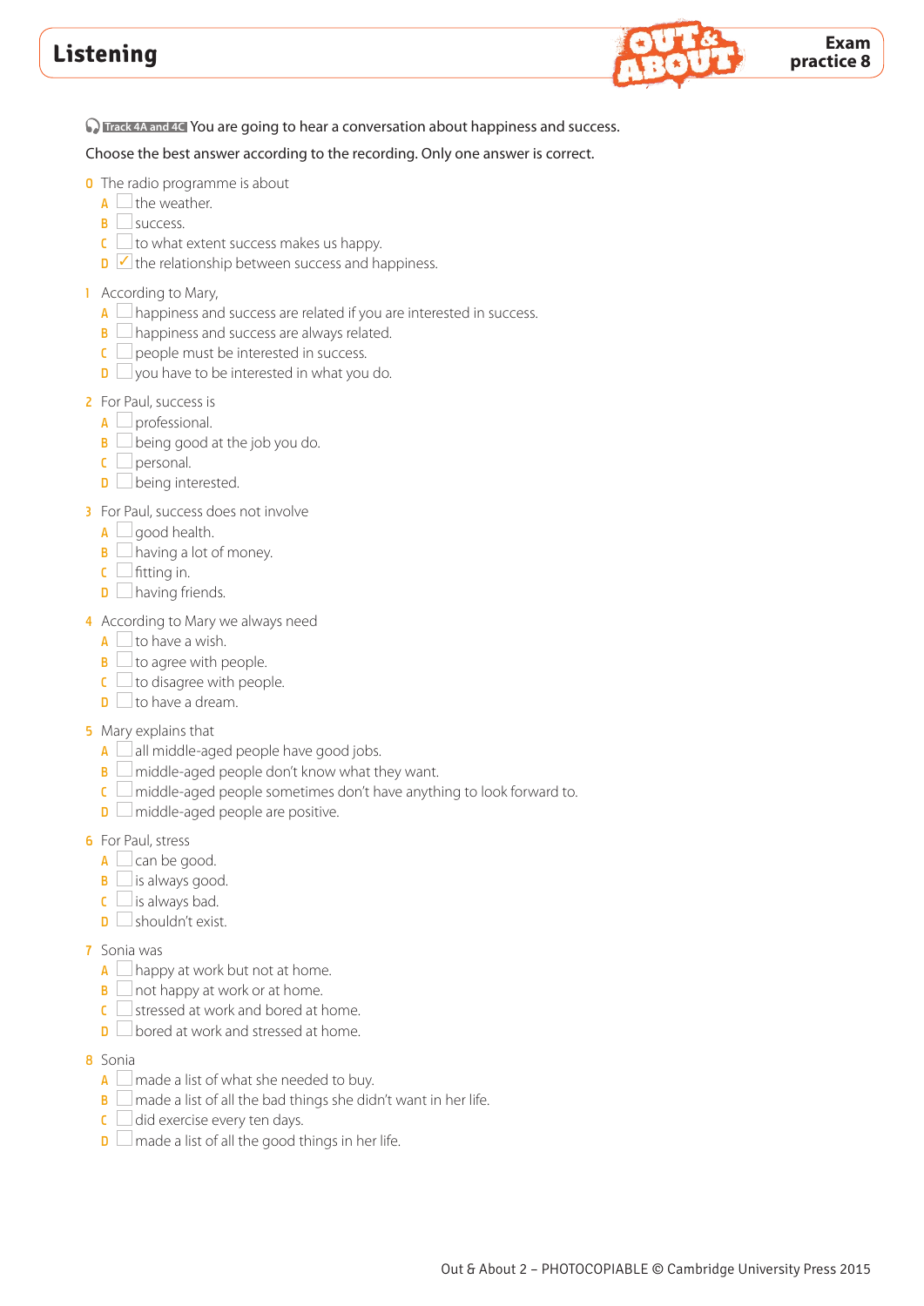# Listening

**Exam practice 8**

Track 4A and 4C You are going to hear a conversation about happiness and success.

Choose the best answer according to the recording. Only one answer is correct.

0 The radio programme is about
- A ☐ the weather.
- B ☐ success.
- C ☐ to what extent success makes us happy.
- D ☑ the relationship between success and happiness.

1 According to Mary,
- A ☐ happiness and success are related if you are interested in success.
- B ☐ happiness and success are always related.
- C ☐ people must be interested in success.
- D ☐ you have to be interested in what you do.

2 For Paul, success is
- A ☐ professional.
- B ☐ being good at the job you do.
- C ☐ personal.
- D ☐ being interested.

3 For Paul, success does not involve
- A ☐ good health.
- B ☐ having a lot of money.
- C ☐ fitting in.
- D ☐ having friends.

4 According to Mary we always need
- A ☐ to have a wish.
- B ☐ to agree with people.
- C ☐ to disagree with people.
- D ☐ to have a dream.

5 Mary explains that
- A ☐ all middle-aged people have good jobs.
- B ☐ middle-aged people don't know what they want.
- C ☐ middle-aged people sometimes don't have anything to look forward to.
- D ☐ middle-aged people are positive.

6 For Paul, stress
- A ☐ can be good.
- B ☐ is always good.
- C ☐ is always bad.
- D ☐ shouldn't exist.

7 Sonia was
- A ☐ happy at work but not at home.
- B ☐ not happy at work or at home.
- C ☐ stressed at work and bored at home.
- D ☐ bored at work and stressed at home.

8 Sonia
- A ☐ made a list of what she needed to buy.
- B ☐ made a list of all the bad things she didn't want in her life.
- C ☐ did exercise every ten days.
- D ☐ made a list of all the good things in her life.

Out & About 2 – PHOTOCOPIABLE © Cambridge University Press 2015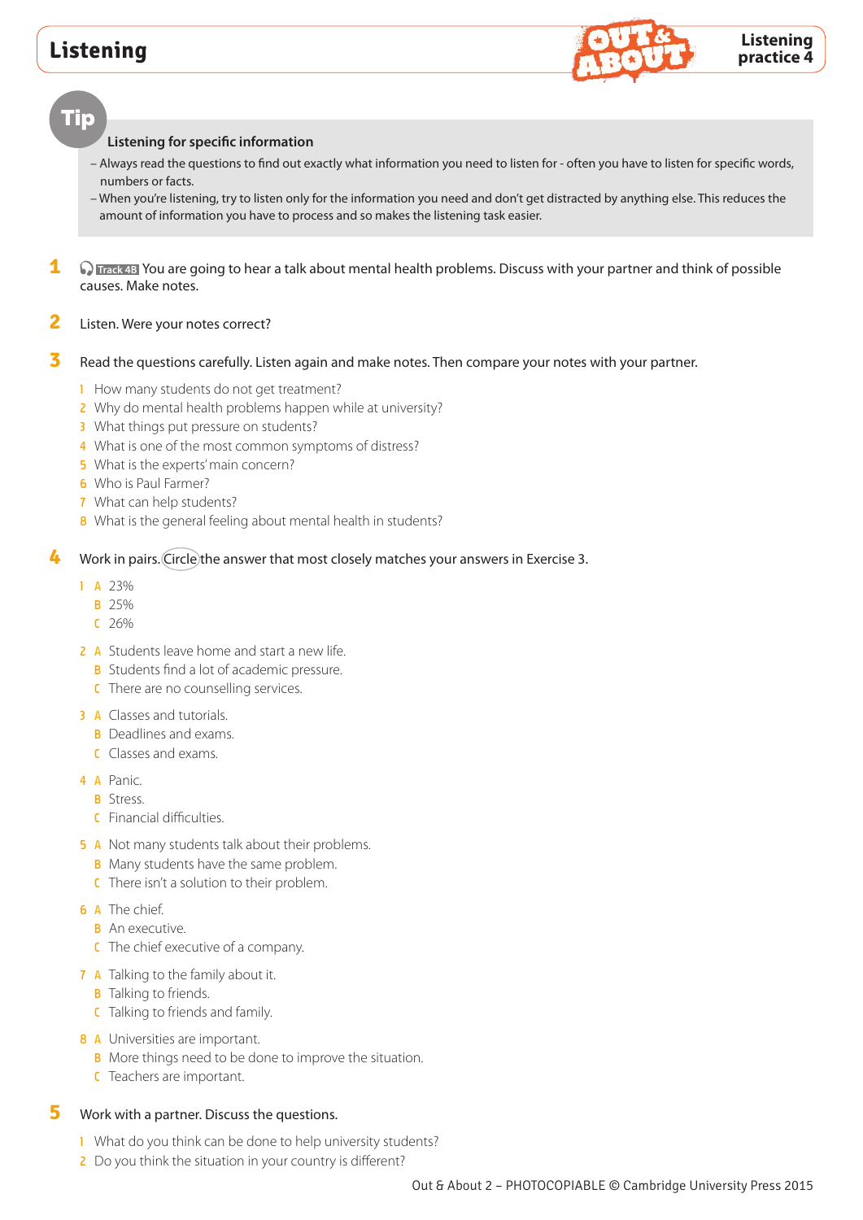# Listening

**Listening practice 4**

## Tip

**Listening for specific information**

– Always read the questions to find out exactly what information you need to listen for - often you have to listen for specific words, numbers or facts.

– When you're listening, try to listen only for the information you need and don't get distracted by anything else. This reduces the amount of information you have to process and so makes the listening task easier.

**1** Track 48 You are going to hear a talk about mental health problems. Discuss with your partner and think of possible causes. Make notes.

**2** Listen. Were your notes correct?

**3** Read the questions carefully. Listen again and make notes. Then compare your notes with your partner.

1 How many students do not get treatment?
2 Why do mental health problems happen while at university?
3 What things put pressure on students?
4 What is one of the most common symptoms of distress?
5 What is the experts' main concern?
6 Who is Paul Farmer?
7 What can help students?
8 What is the general feeling about mental health in students?

**4** Work in pairs. Circle the answer that most closely matches your answers in Exercise 3.

1 A 23%
  B 25%
  C 26%

2 A Students leave home and start a new life.
  B Students find a lot of academic pressure.
  C There are no counselling services.

3 A Classes and tutorials.
  B Deadlines and exams.
  C Classes and exams.

4 A Panic.
  B Stress.
  C Financial difficulties.

5 A Not many students talk about their problems.
  B Many students have the same problem.
  C There isn't a solution to their problem.

6 A The chief.
  B An executive.
  C The chief executive of a company.

7 A Talking to the family about it.
  B Talking to friends.
  C Talking to friends and family.

8 A Universities are important.
  B More things need to be done to improve the situation.
  C Teachers are important.

**5** Work with a partner. Discuss the questions.

1 What do you think can be done to help university students?
2 Do you think the situation in your country is different?

Out & About 2 – PHOTOCOPIABLE © Cambridge University Press 2015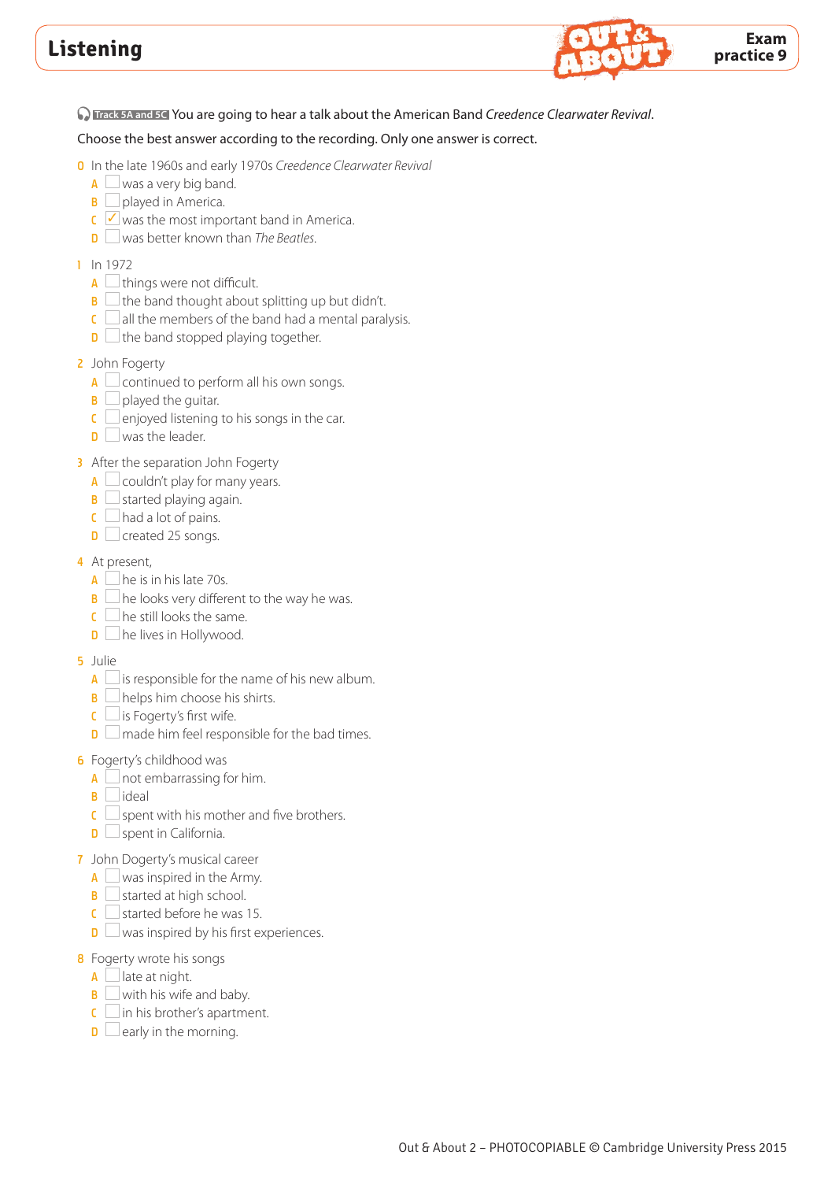# Listening

**Exam practice 9**

Track 5A and 5C You are going to hear a talk about the American Band *Creedence Clearwater Revival*.

Choose the best answer according to the recording. Only one answer is correct.

**0** In the late 1960s and early 1970s *Creedence Clearwater Revival*
- A ☐ was a very big band.
- B ☐ played in America.
- C ☑ was the most important band in America.
- D ☐ was better known than *The Beatles*.

**1** In 1972
- A ☐ things were not difficult.
- B ☐ the band thought about splitting up but didn't.
- C ☐ all the members of the band had a mental paralysis.
- D ☐ the band stopped playing together.

**2** John Fogerty
- A ☐ continued to perform all his own songs.
- B ☐ played the guitar.
- C ☐ enjoyed listening to his songs in the car.
- D ☐ was the leader.

**3** After the separation John Fogerty
- A ☐ couldn't play for many years.
- B ☐ started playing again.
- C ☐ had a lot of pains.
- D ☐ created 25 songs.

**4** At present,
- A ☐ he is in his late 70s.
- B ☐ he looks very different to the way he was.
- C ☐ he still looks the same.
- D ☐ he lives in Hollywood.

**5** Julie
- A ☐ is responsible for the name of his new album.
- B ☐ helps him choose his shirts.
- C ☐ is Fogerty's first wife.
- D ☐ made him feel responsible for the bad times.

**6** Fogerty's childhood was
- A ☐ not embarrassing for him.
- B ☐ ideal
- C ☐ spent with his mother and five brothers.
- D ☐ spent in California.

**7** John Dogerty's musical career
- A ☐ was inspired in the Army.
- B ☐ started at high school.
- C ☐ started before he was 15.
- D ☐ was inspired by his first experiences.

**8** Fogerty wrote his songs
- A ☐ late at night.
- B ☐ with his wife and baby.
- C ☐ in his brother's apartment.
- D ☐ early in the morning.

Out & About 2 – PHOTOCOPIABLE © Cambridge University Press 2015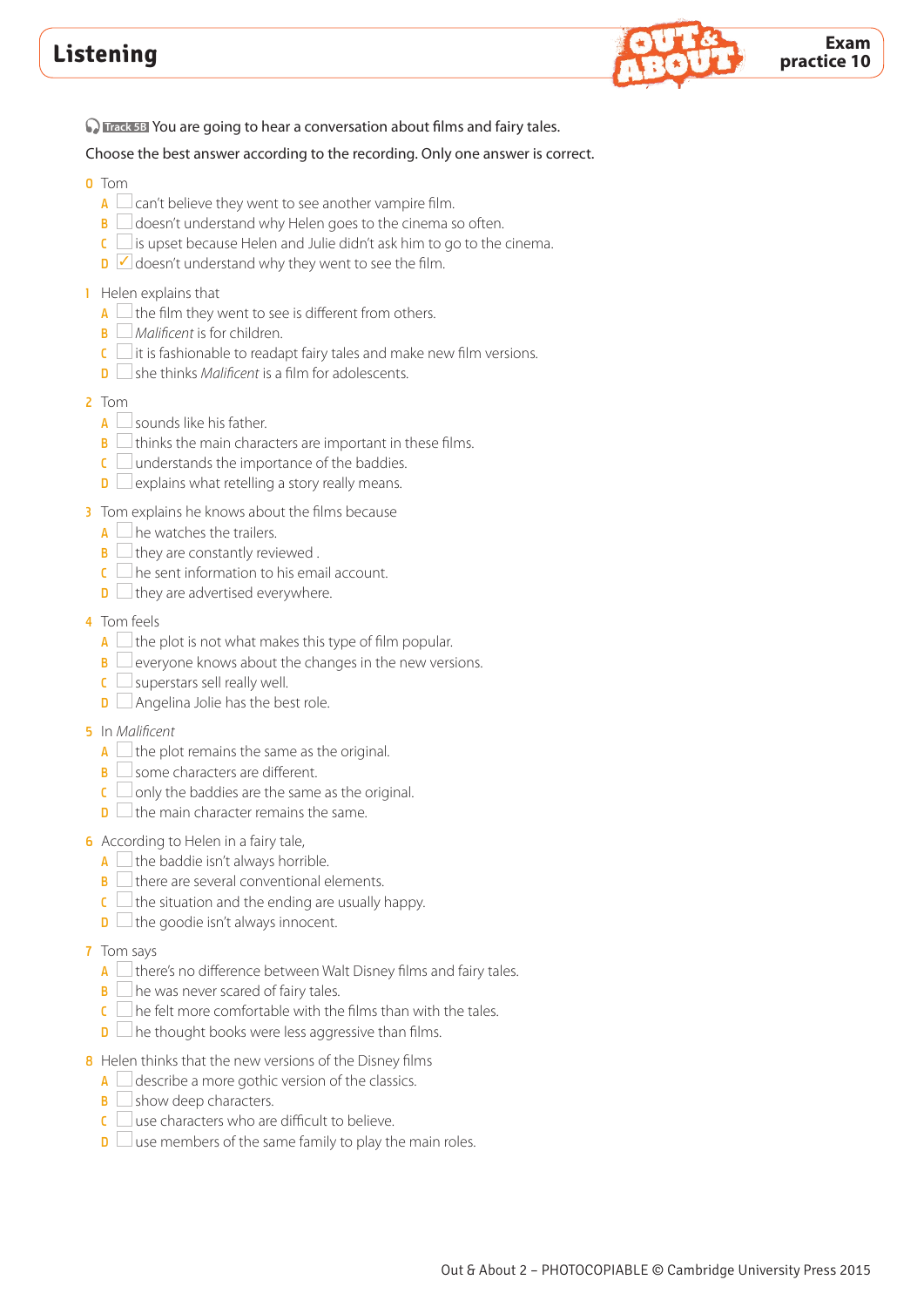# Listening

**Exam practice 10**

Track 58 You are going to hear a conversation about films and fairy tales.

Choose the best answer according to the recording. Only one answer is correct.

**0** Tom
- **A** ☐ can't believe they went to see another vampire film.
- **B** ☐ doesn't understand why Helen goes to the cinema so often.
- **C** ☐ is upset because Helen and Julie didn't ask him to go to the cinema.
- **D** ☑ doesn't understand why they went to see the film.

**1** Helen explains that
- **A** ☐ the film they went to see is different from others.
- **B** ☐ *Malificent* is for children.
- **C** ☐ it is fashionable to readapt fairy tales and make new film versions.
- **D** ☐ she thinks *Malificent* is a film for adolescents.

**2** Tom
- **A** ☐ sounds like his father.
- **B** ☐ thinks the main characters are important in these films.
- **C** ☐ understands the importance of the baddies.
- **D** ☐ explains what retelling a story really means.

**3** Tom explains he knows about the films because
- **A** ☐ he watches the trailers.
- **B** ☐ they are constantly reviewed .
- **C** ☐ he sent information to his email account.
- **D** ☐ they are advertised everywhere.

**4** Tom feels
- **A** ☐ the plot is not what makes this type of film popular.
- **B** ☐ everyone knows about the changes in the new versions.
- **C** ☐ superstars sell really well.
- **D** ☐ Angelina Jolie has the best role.

**5** In *Malificent*
- **A** ☐ the plot remains the same as the original.
- **B** ☐ some characters are different.
- **C** ☐ only the baddies are the same as the original.
- **D** ☐ the main character remains the same.

**6** According to Helen in a fairy tale,
- **A** ☐ the baddie isn't always horrible.
- **B** ☐ there are several conventional elements.
- **C** ☐ the situation and the ending are usually happy.
- **D** ☐ the goodie isn't always innocent.

**7** Tom says
- **A** ☐ there's no difference between Walt Disney films and fairy tales.
- **B** ☐ he was never scared of fairy tales.
- **C** ☐ he felt more comfortable with the films than with the tales.
- **D** ☐ he thought books were less aggressive than films.

**8** Helen thinks that the new versions of the Disney films
- **A** ☐ describe a more gothic version of the classics.
- **B** ☐ show deep characters.
- **C** ☐ use characters who are difficult to believe.
- **D** ☐ use members of the same family to play the main roles.

Out & About 2 – PHOTOCOPIABLE © Cambridge University Press 2015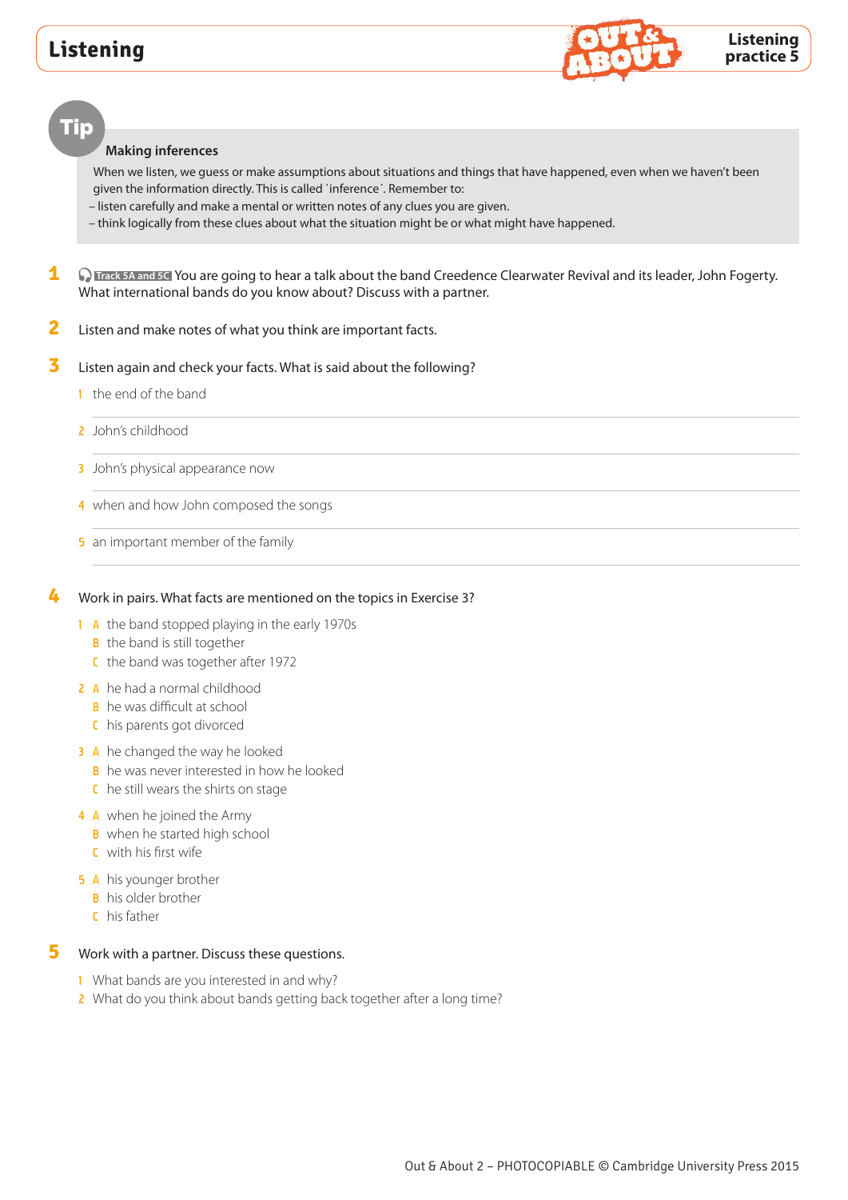# Listening

**Listening practice 5**

## Tip

### Making inferences

When we listen, we guess or make assumptions about situations and things that have happened, even when we haven't been given the information directly. This is called `inference´. Remember to:

– listen carefully and make a mental or written notes of any clues you are given.

– think logically from these clues about what the situation might be or what might have happened.

**1** Track 5A and 5C You are going to hear a talk about the band Creedence Clearwater Revival and its leader, John Fogerty. What international bands do you know about? Discuss with a partner.

**2** Listen and make notes of what you think are important facts.

**3** Listen again and check your facts. What is said about the following?

1 the end of the band

2 John's childhood

3 John's physical appearance now

4 when and how John composed the songs

5 an important member of the family

**4** Work in pairs. What facts are mentioned on the topics in Exercise 3?

1 A the band stopped playing in the early 1970s
  B the band is still together
  C the band was together after 1972

2 A he had a normal childhood
  B he was difficult at school
  C his parents got divorced

3 A he changed the way he looked
  B he was never interested in how he looked
  C he still wears the shirts on stage

4 A when he joined the Army
  B when he started high school
  C with his first wife

5 A his younger brother
  B his older brother
  C his father

**5** Work with a partner. Discuss these questions.

1 What bands are you interested in and why?

2 What do you think about bands getting back together after a long time?

Out & About 2 – PHOTOCOPIABLE © Cambridge University Press 2015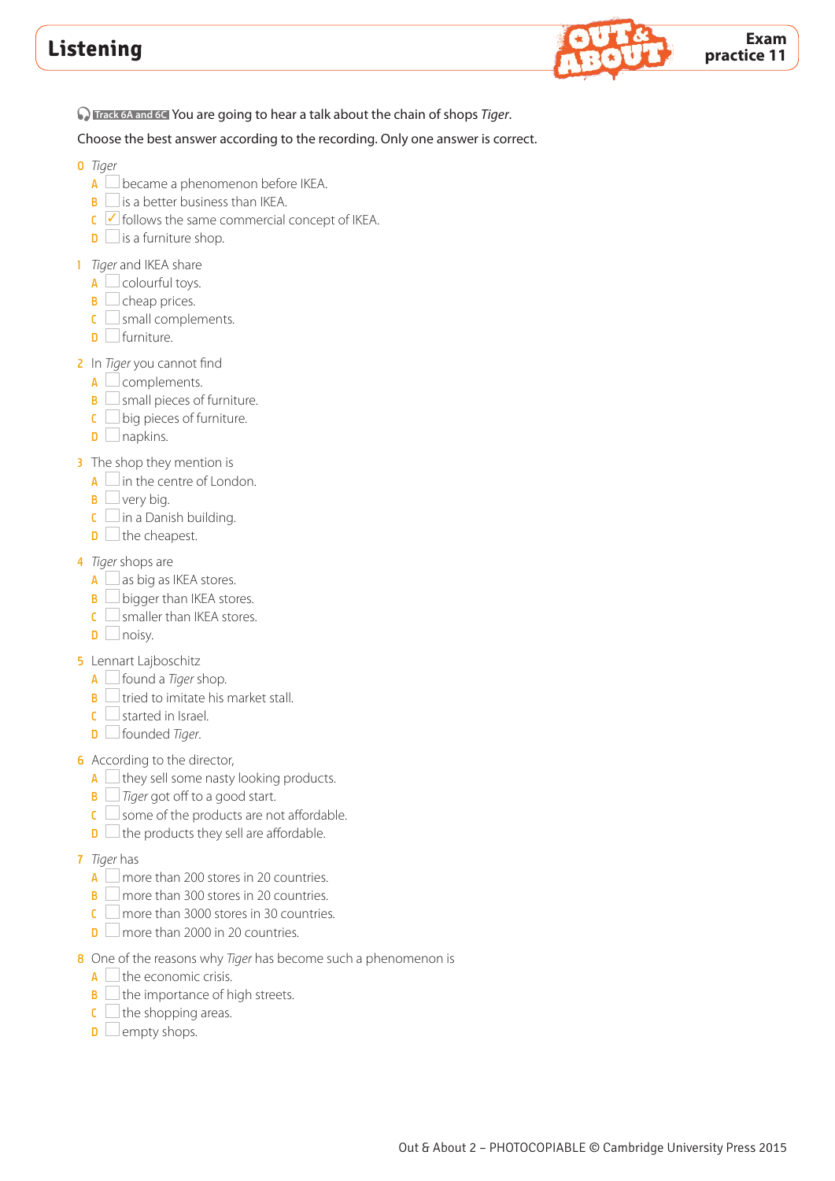# Listening

**Exam practice 11**

Track 6A and 6C You are going to hear a talk about the chain of shops *Tiger*.

Choose the best answer according to the recording. Only one answer is correct.

0 *Tiger*
- A ☐ became a phenomenon before IKEA.
- B ☐ is a better business than IKEA.
- C ☑ follows the same commercial concept of IKEA.
- D ☐ is a furniture shop.

1 *Tiger* and IKEA share
- A ☐ colourful toys.
- B ☐ cheap prices.
- C ☐ small complements.
- D ☐ furniture.

2 In *Tiger* you cannot find
- A ☐ complements.
- B ☐ small pieces of furniture.
- C ☐ big pieces of furniture.
- D ☐ napkins.

3 The shop they mention is
- A ☐ in the centre of London.
- B ☐ very big.
- C ☐ in a Danish building.
- D ☐ the cheapest.

4 *Tiger* shops are
- A ☐ as big as IKEA stores.
- B ☐ bigger than IKEA stores.
- C ☐ smaller than IKEA stores.
- D ☐ noisy.

5 Lennart Lajboschitz
- A ☐ found a *Tiger* shop.
- B ☐ tried to imitate his market stall.
- C ☐ started in Israel.
- D ☐ founded *Tiger*.

6 According to the director,
- A ☐ they sell some nasty looking products.
- B ☐ *Tiger* got off to a good start.
- C ☐ some of the products are not affordable.
- D ☐ the products they sell are affordable.

7 *Tiger* has
- A ☐ more than 200 stores in 20 countries.
- B ☐ more than 300 stores in 20 countries.
- C ☐ more than 3000 stores in 30 countries.
- D ☐ more than 2000 in 20 countries.

8 One of the reasons why *Tiger* has become such a phenomenon is
- A ☐ the economic crisis.
- B ☐ the importance of high streets.
- C ☐ the shopping areas.
- D ☐ empty shops.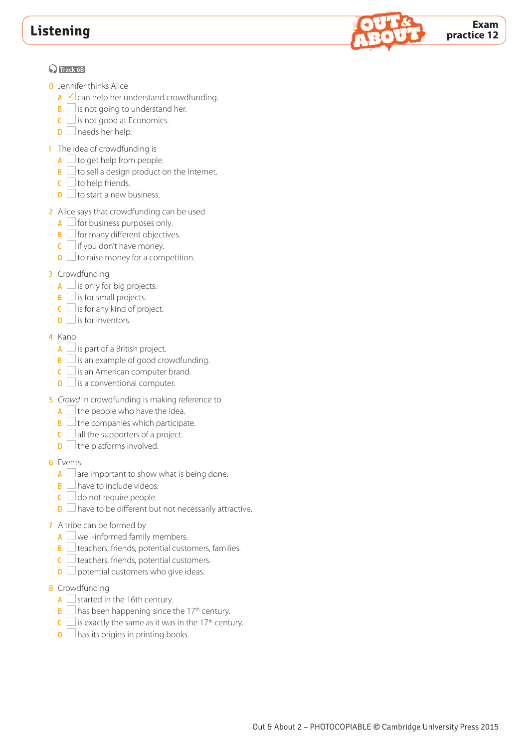# Listening

**Exam practice 12**

Track 6B

0 Jennifer thinks Alice
- A ☑ can help her understand crowdfunding.
- B ☐ is not going to understand her.
- C ☐ is not good at Economics.
- D ☐ needs her help.

1 The idea of crowdfunding is
- A ☐ to get help from people.
- B ☐ to sell a design product on the Internet.
- C ☐ to help friends.
- D ☐ to start a new business.

2 Alice says that crowdfunding can be used
- A ☐ for business purposes only.
- B ☐ for many different objectives.
- C ☐ if you don't have money.
- D ☐ to raise money for a competition.

3 Crowdfunding
- A ☐ is only for big projects.
- B ☐ is for small projects.
- C ☐ is for any kind of project.
- D ☐ is for inventors.

4 Kano
- A ☐ is part of a British project.
- B ☐ is an example of good crowdfunding.
- C ☐ is an American computer brand.
- D ☐ is a conventional computer.

5 *Crowd* in crowdfunding is making reference to
- A ☐ the people who have the idea.
- B ☐ the companies which participate.
- C ☐ all the supporters of a project.
- D ☐ the platforms involved.

6 Events
- A ☐ are important to show what is being done.
- B ☐ have to include videos.
- C ☐ do not require people.
- D ☐ have to be different but not necessarily attractive.

7 A tribe can be formed by
- A ☐ well-informed family members.
- B ☐ teachers, friends, potential customers, families.
- C ☐ teachers, friends, potential customers.
- D ☐ potential customers who give ideas.

8 Crowdfunding
- A ☐ started in the 16th century.
- B ☐ has been happening since the 17th century.
- C ☐ is exactly the same as it was in the 17th century.
- D ☐ has its origins in printing books.

Out & About 2 – PHOTOCOPIABLE © Cambridge University Press 2015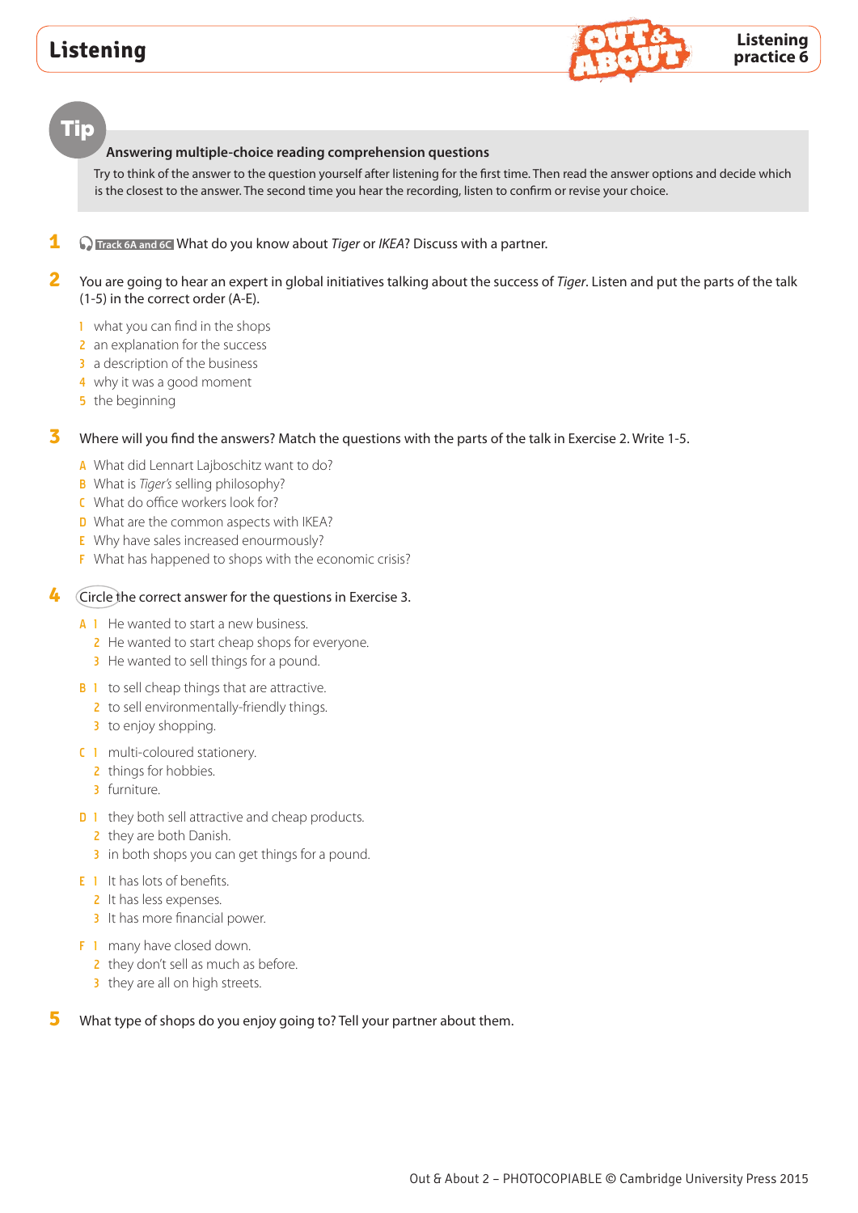# Listening

Listening practice 6

## Tip

**Answering multiple-choice reading comprehension questions**

Try to think of the answer to the question yourself after listening for the first time. Then read the answer options and decide which is the closest to the answer. The second time you hear the recording, listen to confirm or revise your choice.

**1** Track 6A and 6C What do you know about *Tiger* or *IKEA*? Discuss with a partner.

**2** You are going to hear an expert in global initiatives talking about the success of *Tiger*. Listen and put the parts of the talk (1-5) in the correct order (A-E).

1. what you can find in the shops
2. an explanation for the success
3. a description of the business
4. why it was a good moment
5. the beginning

**3** Where will you find the answers? Match the questions with the parts of the talk in Exercise 2. Write 1-5.

A What did Lennart Lajboschitz want to do?
B What is *Tiger's* selling philosophy?
C What do office workers look for?
D What are the common aspects with IKEA?
E Why have sales increased enourmously?
F What has happened to shops with the economic crisis?

**4** Circle the correct answer for the questions in Exercise 3.

A
1. He wanted to start a new business.
2. He wanted to start cheap shops for everyone.
3. He wanted to sell things for a pound.

B
1. to sell cheap things that are attractive.
2. to sell environmentally-friendly things.
3. to enjoy shopping.

C
1. multi-coloured stationery.
2. things for hobbies.
3. furniture.

D
1. they both sell attractive and cheap products.
2. they are both Danish.
3. in both shops you can get things for a pound.

E
1. It has lots of benefits.
2. It has less expenses.
3. It has more financial power.

F
1. many have closed down.
2. they don't sell as much as before.
3. they are all on high streets.

**5** What type of shops do you enjoy going to? Tell your partner about them.

Out & About 2 – PHOTOCOPIABLE © Cambridge University Press 2015